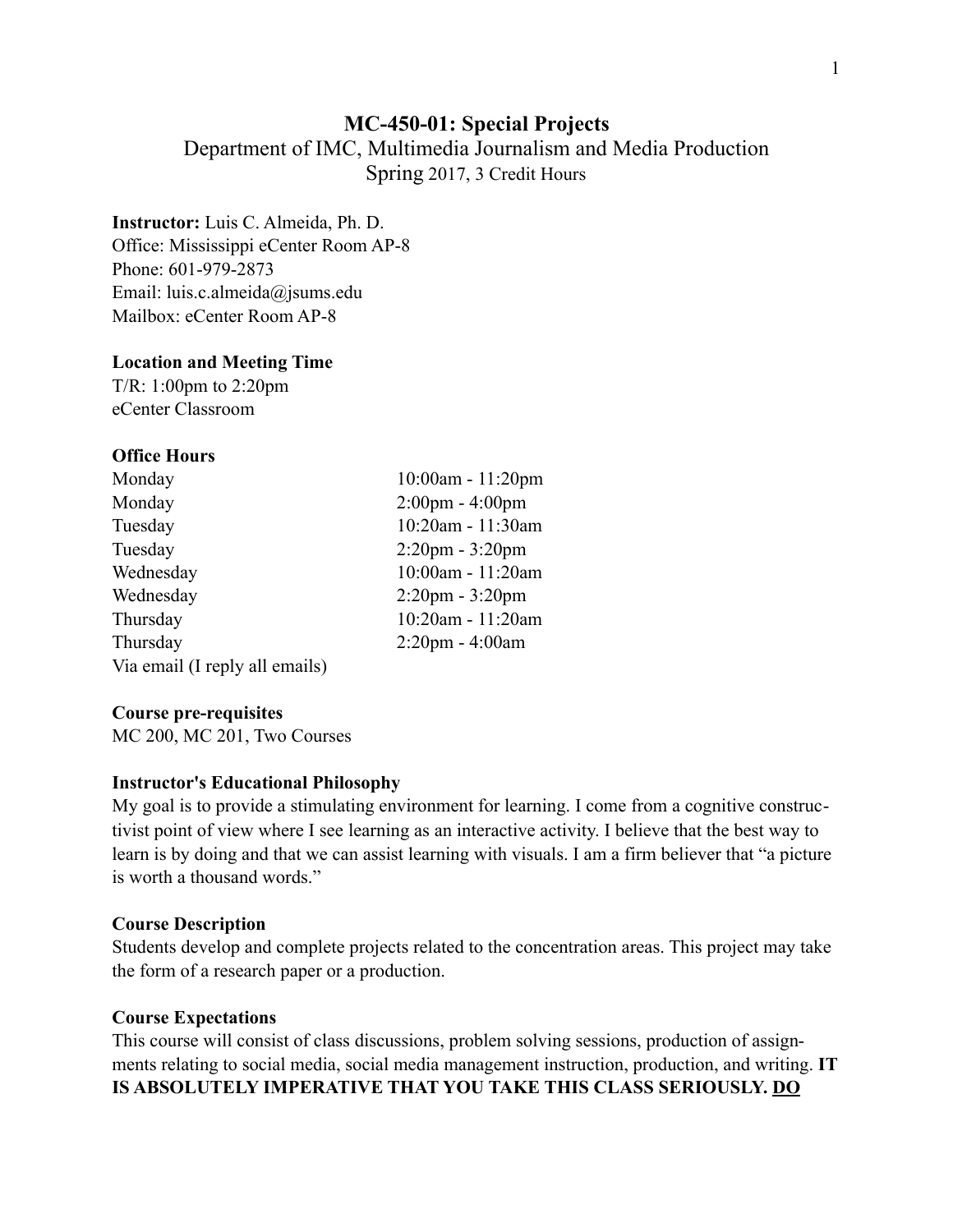# MC-450-01: Special Projects

Department of IMC, Multimedia Journalism and Media Production

Spring 2017, 3 Credit Hours

**Instructor:** Luis C. Almeida, Ph. D.
Office: Mississippi eCenter Room AP-8
Phone: 601-979-2873
Email: luis.c.almeida@jsums.edu
Mailbox: eCenter Room AP-8

**Location and Meeting Time**

T/R: 1:00pm to 2:20pm
eCenter Classroom

**Office Hours**

| | |
|---|---|
| Monday | 10:00am - 11:20pm |
| Monday | 2:00pm - 4:00pm |
| Tuesday | 10:20am - 11:30am |
| Tuesday | 2:20pm - 3:20pm |
| Wednesday | 10:00am - 11:20am |
| Wednesday | 2:20pm - 3:20pm |
| Thursday | 10:20am - 11:20am |
| Thursday | 2:20pm - 4:00am |

Via email (I reply all emails)

**Course pre-requisites**

MC 200, MC 201, Two Courses

**Instructor's Educational Philosophy**

My goal is to provide a stimulating environment for learning. I come from a cognitive constructivist point of view where I see learning as an interactive activity. I believe that the best way to learn is by doing and that we can assist learning with visuals. I am a firm believer that "a picture is worth a thousand words."

**Course Description**

Students develop and complete projects related to the concentration areas. This project may take the form of a research paper or a production.

**Course Expectations**

This course will consist of class discussions, problem solving sessions, production of assignments relating to social media, social media management instruction, production, and writing. **IT IS ABSOLUTELY IMPERATIVE THAT YOU TAKE THIS CLASS SERIOUSLY. <u>DO</u>**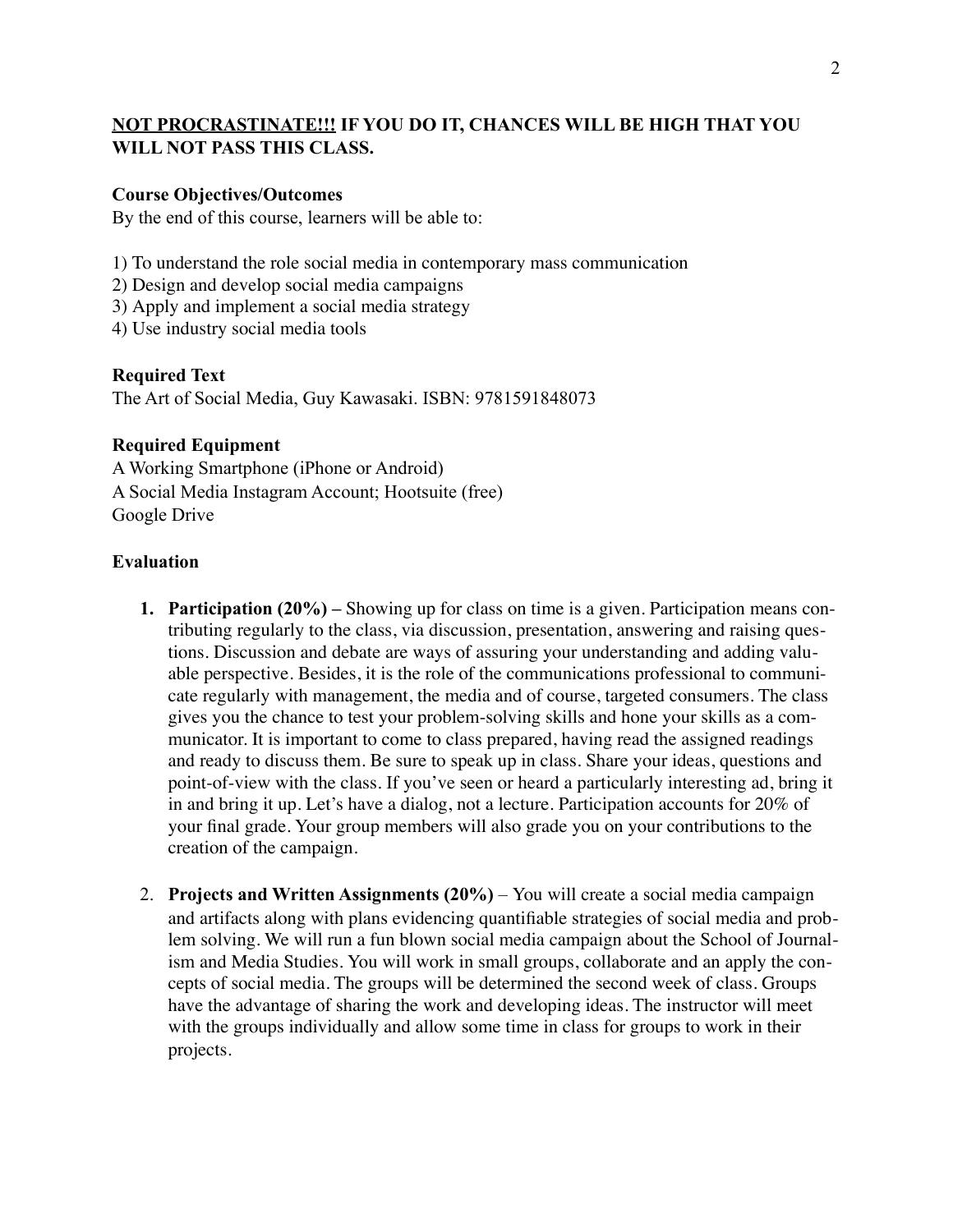**<u>NOT PROCRASTINATE!!!</u> IF YOU DO IT, CHANCES WILL BE HIGH THAT YOU WILL NOT PASS THIS CLASS.**

**Course Objectives/Outcomes**

By the end of this course, learners will be able to:

1) To understand the role social media in contemporary mass communication
2) Design and develop social media campaigns
3) Apply and implement a social media strategy
4) Use industry social media tools

**Required Text**

The Art of Social Media, Guy Kawasaki. ISBN: 9781591848073

**Required Equipment**

A Working Smartphone (iPhone or Android)
A Social Media Instagram Account; Hootsuite (free)
Google Drive

**Evaluation**

1. **Participation (20%) –** Showing up for class on time is a given. Participation means contributing regularly to the class, via discussion, presentation, answering and raising questions. Discussion and debate are ways of assuring your understanding and adding valuable perspective. Besides, it is the role of the communications professional to communicate regularly with management, the media and of course, targeted consumers. The class gives you the chance to test your problem-solving skills and hone your skills as a communicator. It is important to come to class prepared, having read the assigned readings and ready to discuss them. Be sure to speak up in class. Share your ideas, questions and point-of-view with the class. If you've seen or heard a particularly interesting ad, bring it in and bring it up. Let's have a dialog, not a lecture. Participation accounts for 20% of your final grade. Your group members will also grade you on your contributions to the creation of the campaign.

2. **Projects and Written Assignments (20%)** – You will create a social media campaign and artifacts along with plans evidencing quantifiable strategies of social media and problem solving. We will run a fun blown social media campaign about the School of Journalism and Media Studies. You will work in small groups, collaborate and an apply the concepts of social media. The groups will be determined the second week of class. Groups have the advantage of sharing the work and developing ideas. The instructor will meet with the groups individually and allow some time in class for groups to work in their projects.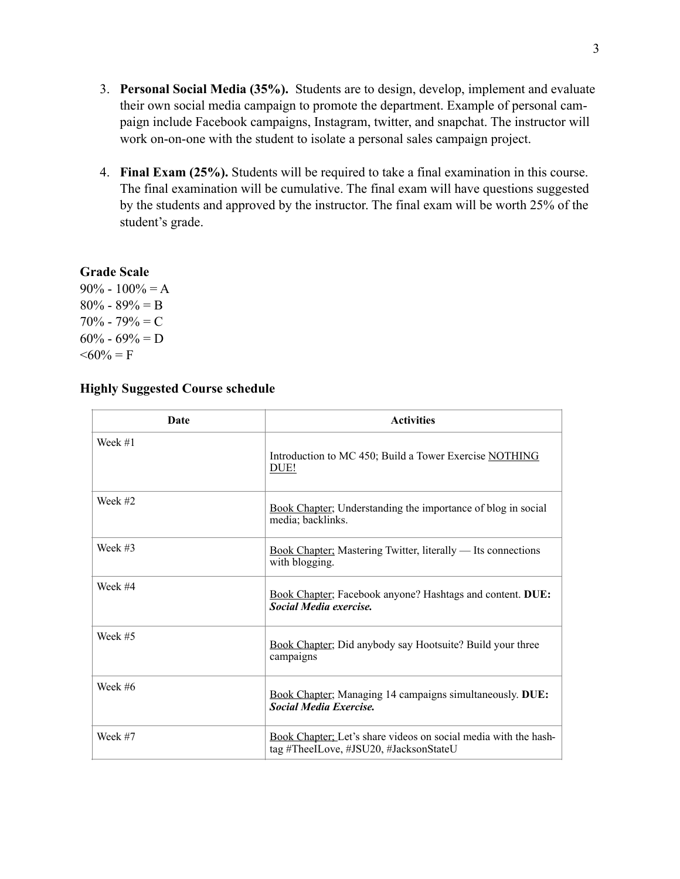3. **Personal Social Media (35%).** Students are to design, develop, implement and evaluate their own social media campaign to promote the department. Example of personal campaign include Facebook campaigns, Instagram, twitter, and snapchat. The instructor will work on-one-one with the student to isolate a personal sales campaign project.

4. **Final Exam (25%).** Students will be required to take a final examination in this course. The final examination will be cumulative. The final exam will have questions suggested by the students and approved by the instructor. The final exam will be worth 25% of the student's grade.

### Grade Scale

90% - 100% = A
80% - 89% = B
70% - 79% = C
60% - 69% = D
<60% = F

### Highly Suggested Course schedule

| Date | Activities |
| --- | --- |
| Week #1 | Introduction to MC 450; Build a Tower Exercise NOTHING DUE! |
| Week #2 | Book Chapter; Understanding the importance of blog in social media; backlinks. |
| Week #3 | Book Chapter; Mastering Twitter, literally — Its connections with blogging. |
| Week #4 | Book Chapter; Facebook anyone? Hashtags and content. **DUE: *Social Media exercise.*** |
| Week #5 | Book Chapter; Did anybody say Hootsuite? Build your three campaigns |
| Week #6 | Book Chapter; Managing 14 campaigns simultaneously. **DUE: *Social Media Exercise.*** |
| Week #7 | Book Chapter; Let's share videos on social media with the hashtag #TheeILove, #JSU20, #JacksonStateU |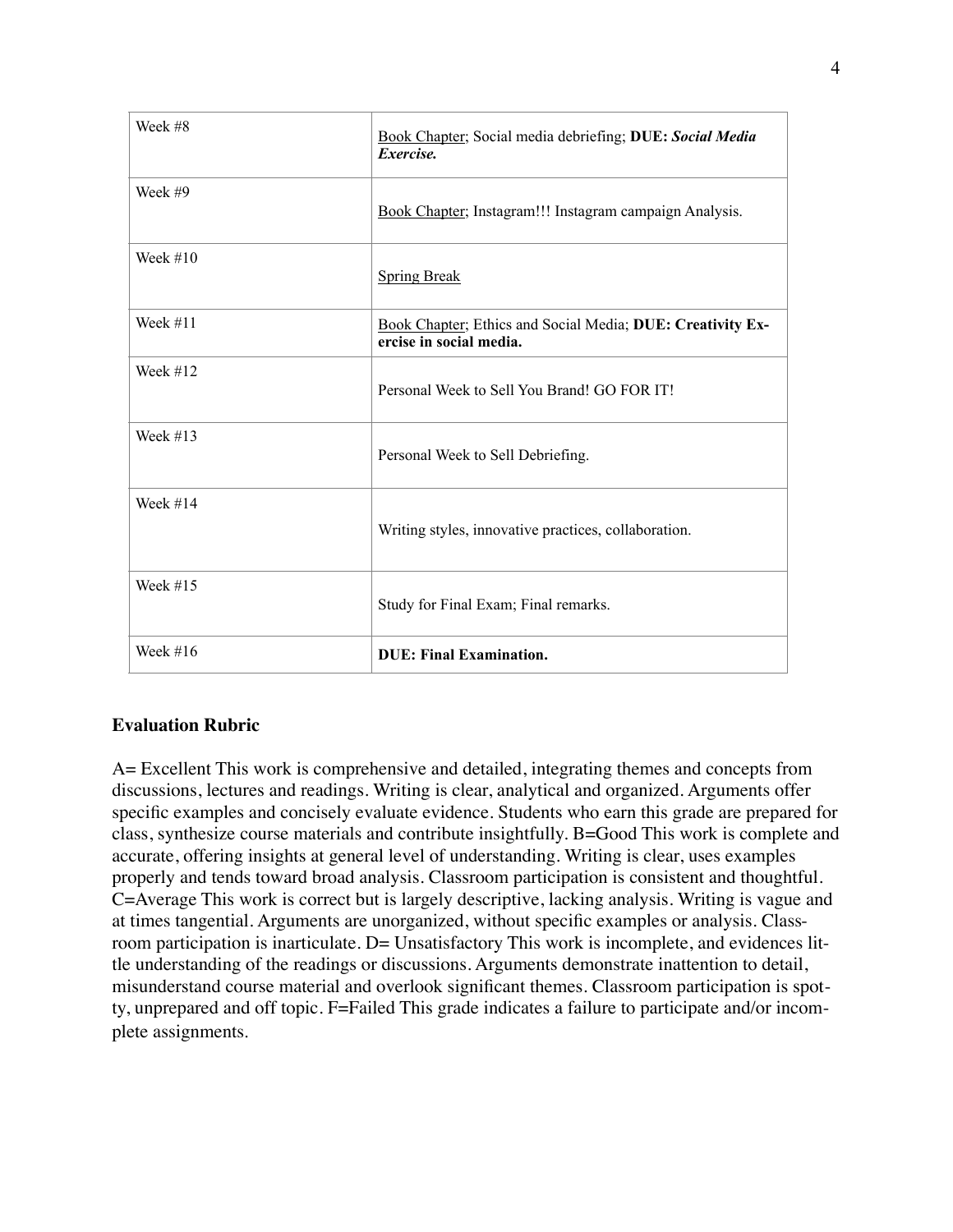| Week | Content |
| --- | --- |
| Week #8 | Book Chapter; Social media debriefing; **DUE: *Social Media Exercise.*** |
| Week #9 | Book Chapter; Instagram!!! Instagram campaign Analysis. |
| Week #10 | Spring Break |
| Week #11 | Book Chapter; Ethics and Social Media; **DUE: Creativity Exercise in social media.** |
| Week #12 | Personal Week to Sell You Brand! GO FOR IT! |
| Week #13 | Personal Week to Sell Debriefing. |
| Week #14 | Writing styles, innovative practices, collaboration. |
| Week #15 | Study for Final Exam; Final remarks. |
| Week #16 | **DUE: Final Examination.** |

## Evaluation Rubric

A= Excellent This work is comprehensive and detailed, integrating themes and concepts from discussions, lectures and readings. Writing is clear, analytical and organized. Arguments offer specific examples and concisely evaluate evidence. Students who earn this grade are prepared for class, synthesize course materials and contribute insightfully. B=Good This work is complete and accurate, offering insights at general level of understanding. Writing is clear, uses examples properly and tends toward broad analysis. Classroom participation is consistent and thoughtful. C=Average This work is correct but is largely descriptive, lacking analysis. Writing is vague and at times tangential. Arguments are unorganized, without specific examples or analysis. Classroom participation is inarticulate. D= Unsatisfactory This work is incomplete, and evidences little understanding of the readings or discussions. Arguments demonstrate inattention to detail, misunderstand course material and overlook significant themes. Classroom participation is spotty, unprepared and off topic. F=Failed This grade indicates a failure to participate and/or incomplete assignments.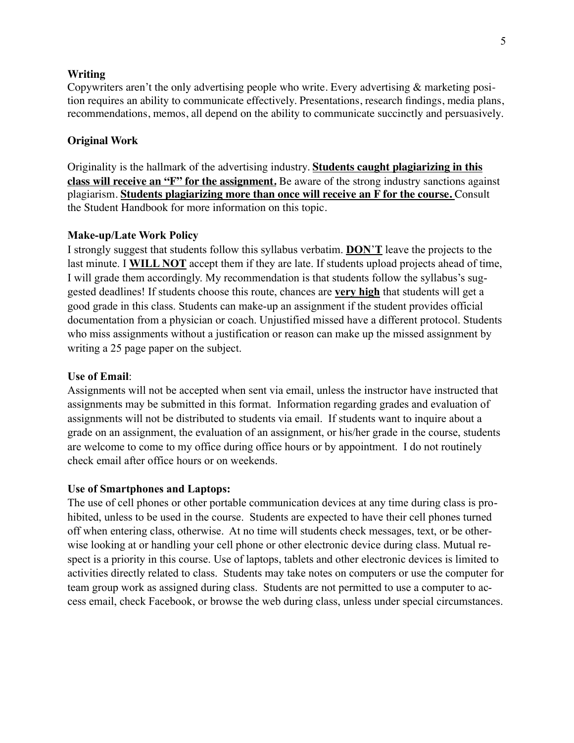**Writing**

Copywriters aren't the only advertising people who write. Every advertising & marketing position requires an ability to communicate effectively. Presentations, research findings, media plans, recommendations, memos, all depend on the ability to communicate succinctly and persuasively.

**Original Work**

Originality is the hallmark of the advertising industry. **Students caught plagiarizing in this class will receive an "F" for the assignment.** Be aware of the strong industry sanctions against plagiarism. **Students plagiarizing more than once will receive an F for the course.** Consult the Student Handbook for more information on this topic.

**Make-up/Late Work Policy**

I strongly suggest that students follow this syllabus verbatim. **DON'T** leave the projects to the last minute. I **WILL NOT** accept them if they are late. If students upload projects ahead of time, I will grade them accordingly. My recommendation is that students follow the syllabus's suggested deadlines! If students choose this route, chances are **very high** that students will get a good grade in this class. Students can make-up an assignment if the student provides official documentation from a physician or coach. Unjustified missed have a different protocol. Students who miss assignments without a justification or reason can make up the missed assignment by writing a 25 page paper on the subject.

**Use of Email**:

Assignments will not be accepted when sent via email, unless the instructor have instructed that assignments may be submitted in this format. Information regarding grades and evaluation of assignments will not be distributed to students via email. If students want to inquire about a grade on an assignment, the evaluation of an assignment, or his/her grade in the course, students are welcome to come to my office during office hours or by appointment. I do not routinely check email after office hours or on weekends.

**Use of Smartphones and Laptops:**

The use of cell phones or other portable communication devices at any time during class is prohibited, unless to be used in the course. Students are expected to have their cell phones turned off when entering class, otherwise. At no time will students check messages, text, or be otherwise looking at or handling your cell phone or other electronic device during class. Mutual respect is a priority in this course. Use of laptops, tablets and other electronic devices is limited to activities directly related to class. Students may take notes on computers or use the computer for team group work as assigned during class. Students are not permitted to use a computer to access email, check Facebook, or browse the web during class, unless under special circumstances.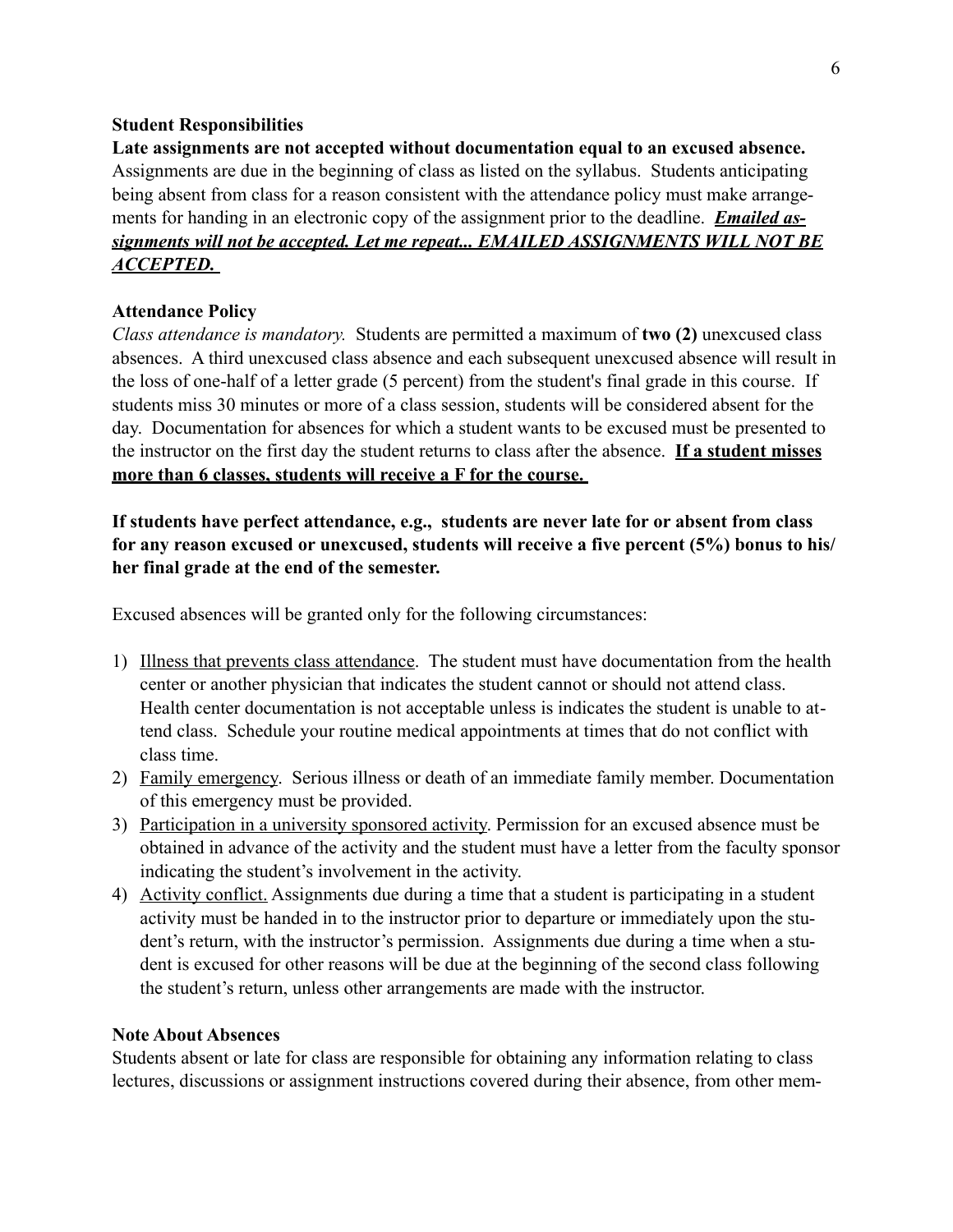**Student Responsibilities**

**Late assignments are not accepted without documentation equal to an excused absence.** Assignments are due in the beginning of class as listed on the syllabus. Students anticipating being absent from class for a reason consistent with the attendance policy must make arrangements for handing in an electronic copy of the assignment prior to the deadline. <u>***Emailed assignments will not be accepted. Let me repeat... EMAILED ASSIGNMENTS WILL NOT BE ACCEPTED.***</u>

**Attendance Policy**

*Class attendance is mandatory.* Students are permitted a maximum of **two (2)** unexcused class absences. A third unexcused class absence and each subsequent unexcused absence will result in the loss of one-half of a letter grade (5 percent) from the student's final grade in this course. If students miss 30 minutes or more of a class session, students will be considered absent for the day. Documentation for absences for which a student wants to be excused must be presented to the instructor on the first day the student returns to class after the absence. <u>**If a student misses more than 6 classes, students will receive a F for the course.**</u>

**If students have perfect attendance, e.g., students are never late for or absent from class for any reason excused or unexcused, students will receive a five percent (5%) bonus to his/her final grade at the end of the semester.**

Excused absences will be granted only for the following circumstances:

1) <u>Illness that prevents class attendance</u>. The student must have documentation from the health center or another physician that indicates the student cannot or should not attend class. Health center documentation is not acceptable unless is indicates the student is unable to attend class. Schedule your routine medical appointments at times that do not conflict with class time.
2) <u>Family emergency</u>. Serious illness or death of an immediate family member. Documentation of this emergency must be provided.
3) <u>Participation in a university sponsored activity</u>. Permission for an excused absence must be obtained in advance of the activity and the student must have a letter from the faculty sponsor indicating the student's involvement in the activity.
4) <u>Activity conflict.</u> Assignments due during a time that a student is participating in a student activity must be handed in to the instructor prior to departure or immediately upon the student's return, with the instructor's permission. Assignments due during a time when a student is excused for other reasons will be due at the beginning of the second class following the student's return, unless other arrangements are made with the instructor.

**Note About Absences**

Students absent or late for class are responsible for obtaining any information relating to class lectures, discussions or assignment instructions covered during their absence, from other mem-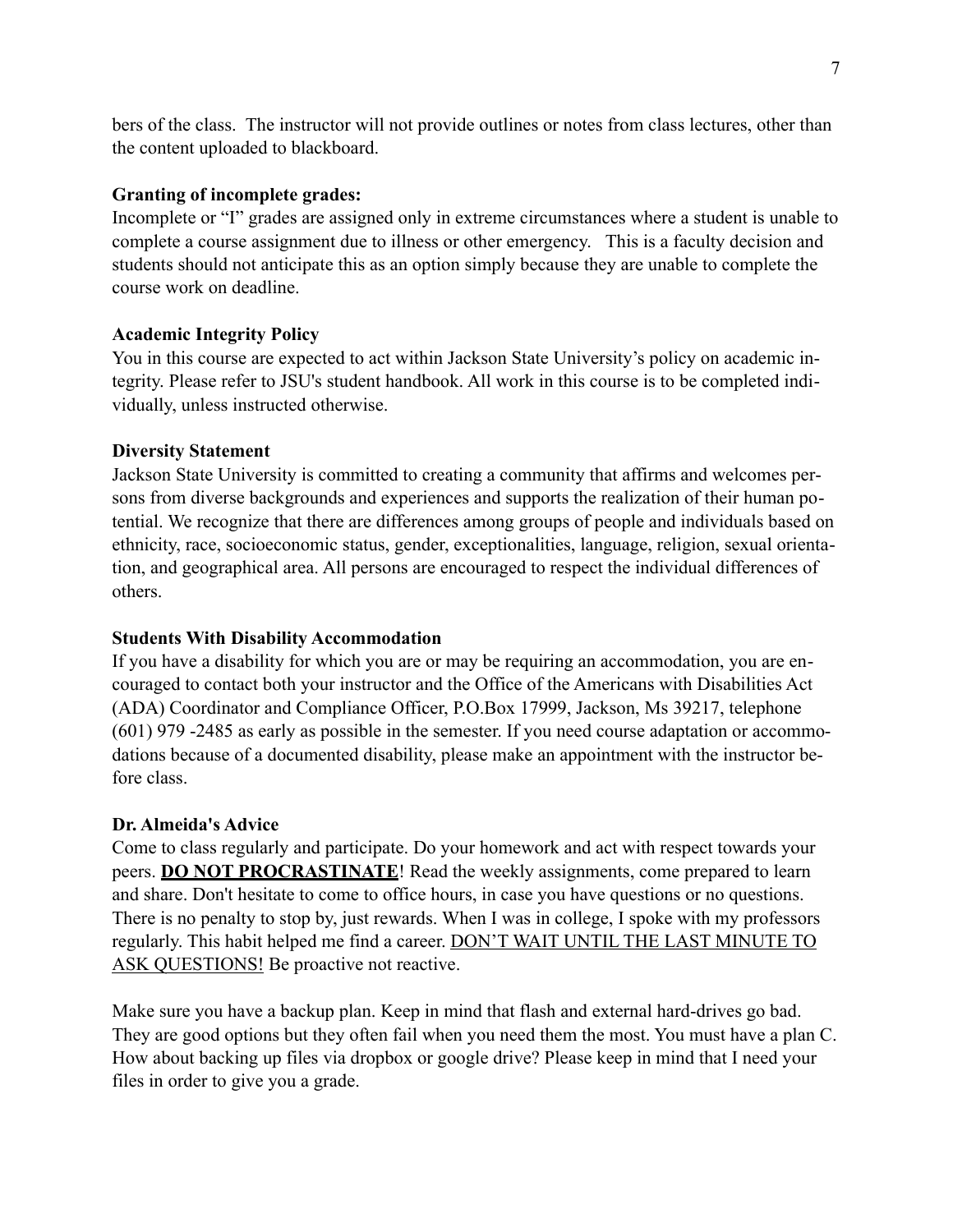bers of the class. The instructor will not provide outlines or notes from class lectures, other than the content uploaded to blackboard.

**Granting of incomplete grades:**

Incomplete or "I" grades are assigned only in extreme circumstances where a student is unable to complete a course assignment due to illness or other emergency. This is a faculty decision and students should not anticipate this as an option simply because they are unable to complete the course work on deadline.

**Academic Integrity Policy**

You in this course are expected to act within Jackson State University's policy on academic integrity. Please refer to JSU's student handbook. All work in this course is to be completed individually, unless instructed otherwise.

**Diversity Statement**

Jackson State University is committed to creating a community that affirms and welcomes persons from diverse backgrounds and experiences and supports the realization of their human potential. We recognize that there are differences among groups of people and individuals based on ethnicity, race, socioeconomic status, gender, exceptionalities, language, religion, sexual orientation, and geographical area. All persons are encouraged to respect the individual differences of others.

**Students With Disability Accommodation**

If you have a disability for which you are or may be requiring an accommodation, you are encouraged to contact both your instructor and the Office of the Americans with Disabilities Act (ADA) Coordinator and Compliance Officer, P.O.Box 17999, Jackson, Ms 39217, telephone (601) 979 -2485 as early as possible in the semester. If you need course adaptation or accommodations because of a documented disability, please make an appointment with the instructor before class.

**Dr. Almeida's Advice**

Come to class regularly and participate. Do your homework and act with respect towards your peers. **<u>DO NOT PROCRASTINATE</u>**! Read the weekly assignments, come prepared to learn and share. Don't hesitate to come to office hours, in case you have questions or no questions. There is no penalty to stop by, just rewards. When I was in college, I spoke with my professors regularly. This habit helped me find a career. <u>DON'T WAIT UNTIL THE LAST MINUTE TO ASK QUESTIONS!</u> Be proactive not reactive.

Make sure you have a backup plan. Keep in mind that flash and external hard-drives go bad. They are good options but they often fail when you need them the most. You must have a plan C. How about backing up files via dropbox or google drive? Please keep in mind that I need your files in order to give you a grade.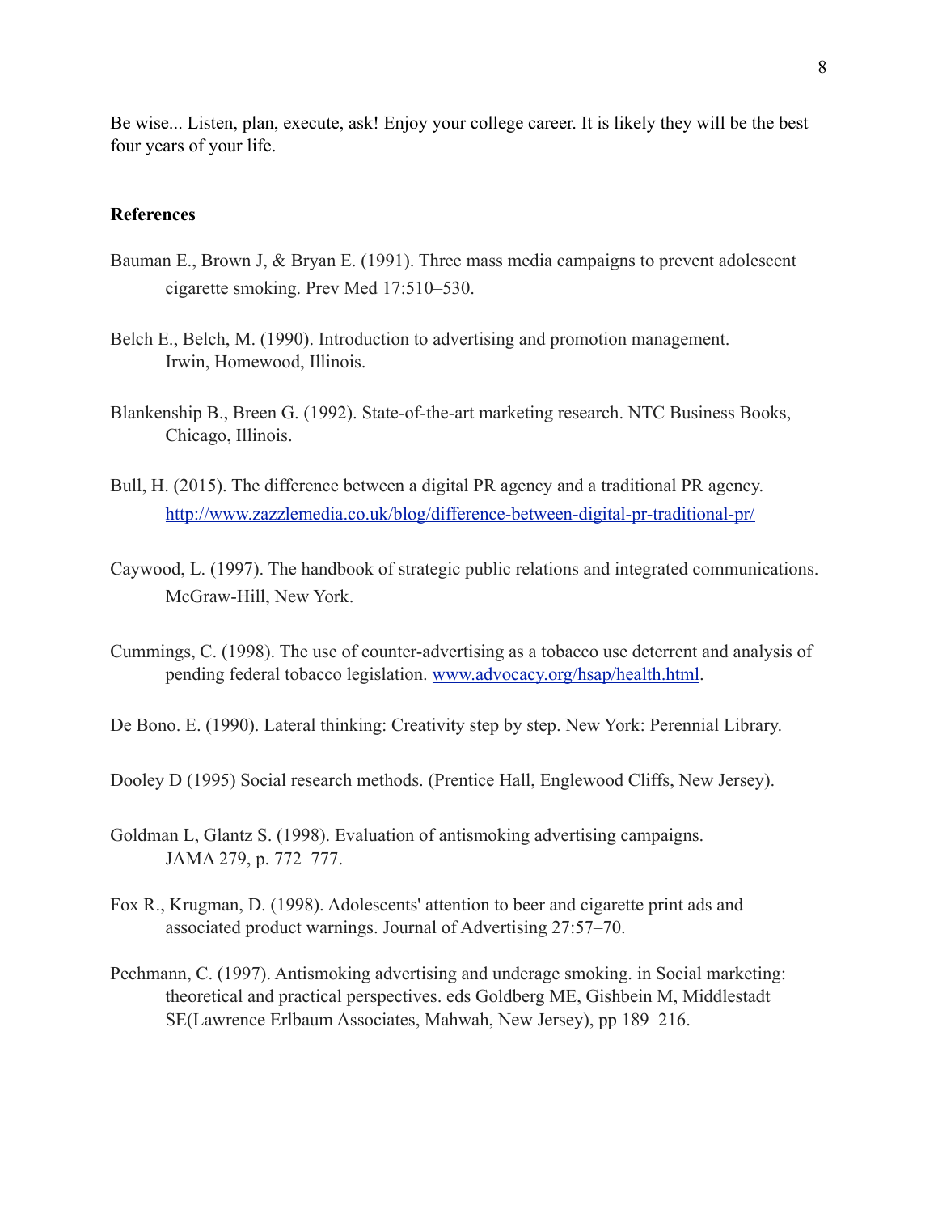Be wise... Listen, plan, execute, ask! Enjoy your college career. It is likely they will be the best four years of your life.

**References**

Bauman E., Brown J, & Bryan E. (1991). Three mass media campaigns to prevent adolescent cigarette smoking. Prev Med 17:510–530.

Belch E., Belch, M. (1990). Introduction to advertising and promotion management. Irwin, Homewood, Illinois.

Blankenship B., Breen G. (1992). State-of-the-art marketing research. NTC Business Books, Chicago, Illinois.

Bull, H. (2015). The difference between a digital PR agency and a traditional PR agency. http://www.zazzlemedia.co.uk/blog/difference-between-digital-pr-traditional-pr/

Caywood, L. (1997). The handbook of strategic public relations and integrated communications. McGraw-Hill, New York.

Cummings, C. (1998). The use of counter-advertising as a tobacco use deterrent and analysis of pending federal tobacco legislation. www.advocacy.org/hsap/health.html.

De Bono. E. (1990). Lateral thinking: Creativity step by step. New York: Perennial Library.

Dooley D (1995) Social research methods. (Prentice Hall, Englewood Cliffs, New Jersey).

Goldman L, Glantz S. (1998). Evaluation of antismoking advertising campaigns. JAMA 279, p. 772–777.

Fox R., Krugman, D. (1998). Adolescents' attention to beer and cigarette print ads and associated product warnings. Journal of Advertising 27:57–70.

Pechmann, C. (1997). Antismoking advertising and underage smoking. in Social marketing: theoretical and practical perspectives. eds Goldberg ME, Gishbein M, Middlestadt SE(Lawrence Erlbaum Associates, Mahwah, New Jersey), pp 189–216.